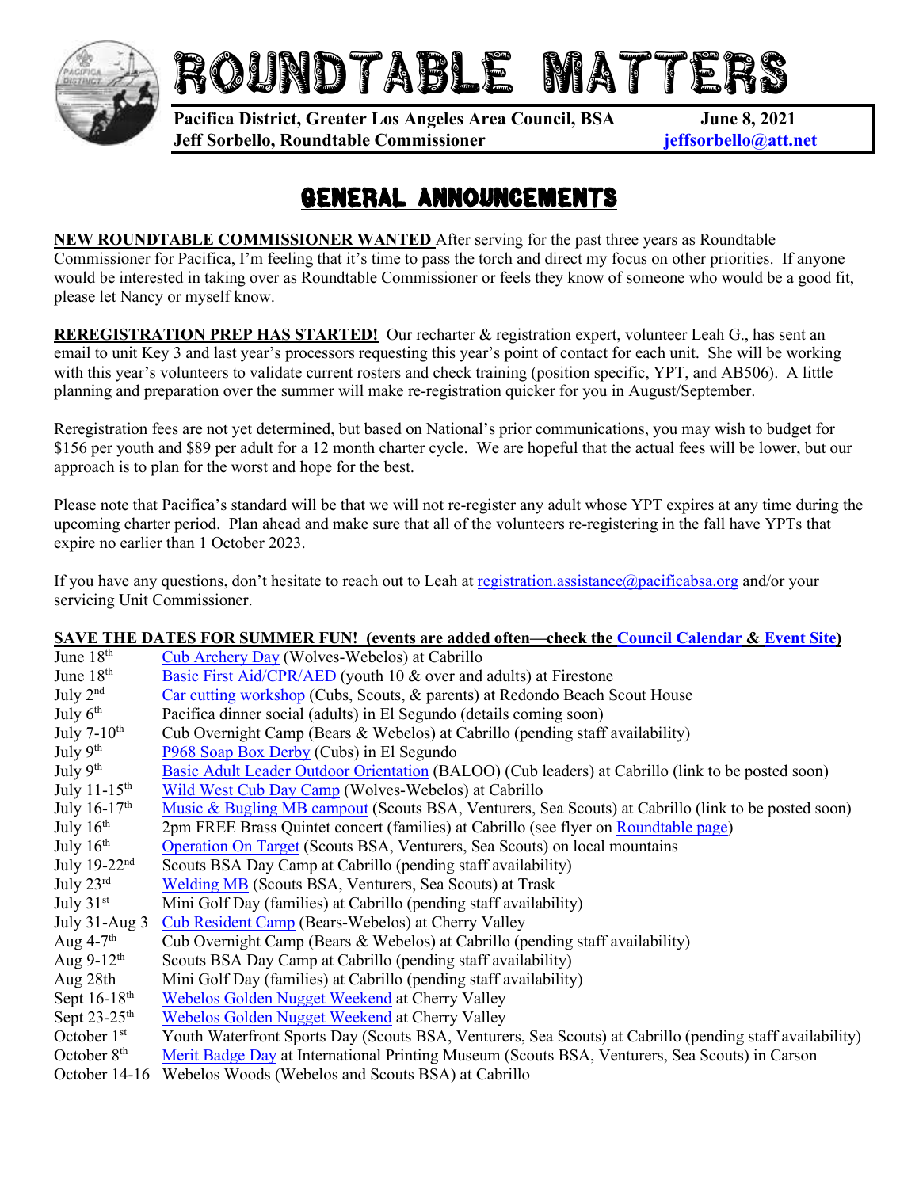# ROUNDTABLE MATTERS

**Pacifica District, Greater Los Angeles Area Council, BSA** — **June 8, 2021**
**Jeff Sorbello, Roundtable Commissioner** — **jeffsorbello@att.net**

## GENERAL ANNOUNCEMENTS

**NEW ROUNDTABLE COMMISSIONER WANTED** After serving for the past three years as Roundtable Commissioner for Pacifica, I'm feeling that it's time to pass the torch and direct my focus on other priorities. If anyone would be interested in taking over as Roundtable Commissioner or feels they know of someone who would be a good fit, please let Nancy or myself know.

**REREGISTRATION PREP HAS STARTED!** Our recharter & registration expert, volunteer Leah G., has sent an email to unit Key 3 and last year's processors requesting this year's point of contact for each unit. She will be working with this year's volunteers to validate current rosters and check training (position specific, YPT, and AB506). A little planning and preparation over the summer will make re-registration quicker for you in August/September.

Reregistration fees are not yet determined, but based on National's prior communications, you may wish to budget for $156 per youth and $89 per adult for a 12 month charter cycle. We are hopeful that the actual fees will be lower, but our approach is to plan for the worst and hope for the best.

Please note that Pacifica's standard will be that we will not re-register any adult whose YPT expires at any time during the upcoming charter period. Plan ahead and make sure that all of the volunteers re-registering in the fall have YPTs that expire no earlier than 1 October 2023.

If you have any questions, don't hesitate to reach out to Leah at registration.assistance@pacificabsa.org and/or your servicing Unit Commissioner.

**SAVE THE DATES FOR SUMMER FUN! (events are added often—check the Council Calendar & Event Site)**

| | |
|---|---|
| June 18th | Cub Archery Day (Wolves-Webelos) at Cabrillo |
| June 18th | Basic First Aid/CPR/AED (youth 10 & over and adults) at Firestone |
| July 2nd | Car cutting workshop (Cubs, Scouts, & parents) at Redondo Beach Scout House |
| July 6th | Pacifica dinner social (adults) in El Segundo (details coming soon) |
| July 7-10th | Cub Overnight Camp (Bears & Webelos) at Cabrillo (pending staff availability) |
| July 9th | P968 Soap Box Derby (Cubs) in El Segundo |
| July 9th | Basic Adult Leader Outdoor Orientation (BALOO) (Cub leaders) at Cabrillo (link to be posted soon) |
| July 11-15th | Wild West Cub Day Camp (Wolves-Webelos) at Cabrillo |
| July 16-17th | Music & Bugling MB campout (Scouts BSA, Venturers, Sea Scouts) at Cabrillo (link to be posted soon) |
| July 16th | 2pm FREE Brass Quintet concert (families) at Cabrillo (see flyer on Roundtable page) |
| July 16th | Operation On Target (Scouts BSA, Venturers, Sea Scouts) on local mountains |
| July 19-22nd | Scouts BSA Day Camp at Cabrillo (pending staff availability) |
| July 23rd | Welding MB (Scouts BSA, Venturers, Sea Scouts) at Trask |
| July 31st | Mini Golf Day (families) at Cabrillo (pending staff availability) |
| July 31-Aug 3 | Cub Resident Camp (Bears-Webelos) at Cherry Valley |
| Aug 4-7th | Cub Overnight Camp (Bears & Webelos) at Cabrillo (pending staff availability) |
| Aug 9-12th | Scouts BSA Day Camp at Cabrillo (pending staff availability) |
| Aug 28th | Mini Golf Day (families) at Cabrillo (pending staff availability) |
| Sept 16-18th | Webelos Golden Nugget Weekend at Cherry Valley |
| Sept 23-25th | Webelos Golden Nugget Weekend at Cherry Valley |
| October 1st | Youth Waterfront Sports Day (Scouts BSA, Venturers, Sea Scouts) at Cabrillo (pending staff availability) |
| October 8th | Merit Badge Day at International Printing Museum (Scouts BSA, Venturers, Sea Scouts) in Carson |
| October 14-16 | Webelos Woods (Webelos and Scouts BSA) at Cabrillo |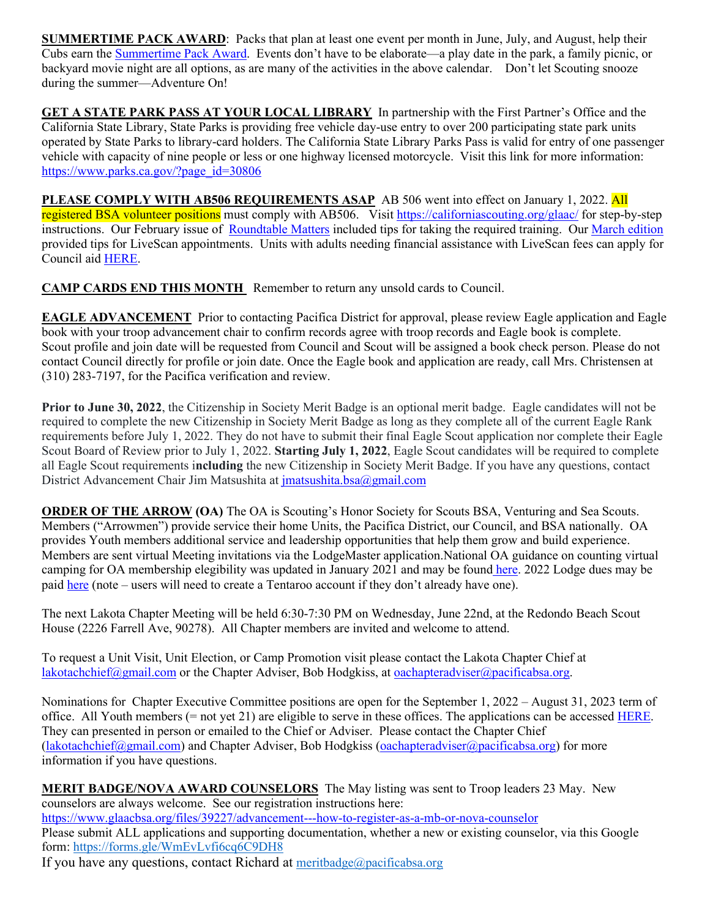**<u>SUMMERTIME PACK AWARD</u>**: Packs that plan at least one event per month in June, July, and August, help their Cubs earn the [Summertime Pack Award](). Events don't have to be elaborate—a play date in the park, a family picnic, or backyard movie night are all options, as are many of the activities in the above calendar. Don't let Scouting snooze during the summer—Adventure On!

**<u>GET A STATE PARK PASS AT YOUR LOCAL LIBRARY</u>** In partnership with the First Partner's Office and the California State Library, State Parks is providing free vehicle day-use entry to over 200 participating state park units operated by State Parks to library-card holders. The California State Library Parks Pass is valid for entry of one passenger vehicle with capacity of nine people or less or one highway licensed motorcycle. Visit this link for more information: https://www.parks.ca.gov/?page_id=30806

**<u>PLEASE COMPLY WITH AB506 REQUIREMENTS ASAP</u>** AB 506 went into effect on January 1, 2022. All registered BSA volunteer positions must comply with AB506. Visit https://californiascouting.org/glaac/ for step-by-step instructions. Our February issue of [Roundtable Matters]() included tips for taking the required training. Our [March edition]() provided tips for LiveScan appointments. Units with adults needing financial assistance with LiveScan fees can apply for Council aid [HERE]().

**<u>CAMP CARDS END THIS MONTH</u>** Remember to return any unsold cards to Council.

**<u>EAGLE ADVANCEMENT</u>** Prior to contacting Pacifica District for approval, please review Eagle application and Eagle book with your troop advancement chair to confirm records agree with troop records and Eagle book is complete. Scout profile and join date will be requested from Council and Scout will be assigned a book check person. Please do not contact Council directly for profile or join date. Once the Eagle book and application are ready, call Mrs. Christensen at (310) 283-7197, for the Pacifica verification and review.

**Prior to June 30, 2022**, the Citizenship in Society Merit Badge is an optional merit badge. Eagle candidates will not be required to complete the new Citizenship in Society Merit Badge as long as they complete all of the current Eagle Rank requirements before July 1, 2022. They do not have to submit their final Eagle Scout application nor complete their Eagle Scout Board of Review prior to July 1, 2022. **Starting July 1, 2022**, Eagle Scout candidates will be required to complete all Eagle Scout requirements i**ncluding** the new Citizenship in Society Merit Badge. If you have any questions, contact District Advancement Chair Jim Matsushita at jmatsushita.bsa@gmail.com

**<u>ORDER OF THE ARROW</u> (OA)** The OA is Scouting's Honor Society for Scouts BSA, Venturing and Sea Scouts. Members ("Arrowmen") provide service their home Units, the Pacifica District, our Council, and BSA nationally. OA provides Youth members additional service and leadership opportunities that help them grow and build experience. Members are sent virtual Meeting invitations via the LodgeMaster application.National OA guidance on counting virtual camping for OA membership elegibility was updated in January 2021 and may be found [here](). 2022 Lodge dues may be paid [here]() (note – users will need to create a Tentaroo account if they don't already have one).

The next Lakota Chapter Meeting will be held 6:30-7:30 PM on Wednesday, June 22nd, at the Redondo Beach Scout House (2226 Farrell Ave, 90278). All Chapter members are invited and welcome to attend.

To request a Unit Visit, Unit Election, or Camp Promotion visit please contact the Lakota Chapter Chief at lakotachchief@gmail.com or the Chapter Adviser, Bob Hodgkiss, at oachapteradviser@pacificabsa.org.

Nominations for Chapter Executive Committee positions are open for the September 1, 2022 – August 31, 2023 term of office. All Youth members (= not yet 21) are eligible to serve in these offices. The applications can be accessed [HERE](). They can presented in person or emailed to the Chief or Adviser. Please contact the Chapter Chief (lakotachchief@gmail.com) and Chapter Adviser, Bob Hodgkiss (oachapteradviser@pacificabsa.org) for more information if you have questions.

**<u>MERIT BADGE/NOVA AWARD COUNSELORS</u>** The May listing was sent to Troop leaders 23 May. New counselors are always welcome. See our registration instructions here:
https://www.glaacbsa.org/files/39227/advancement---how-to-register-as-a-mb-or-nova-counselor
Please submit ALL applications and supporting documentation, whether a new or existing counselor, via this Google form: https://forms.gle/WmEvLvfi6cq6C9DH8
If you have any questions, contact Richard at meritbadge@pacificabsa.org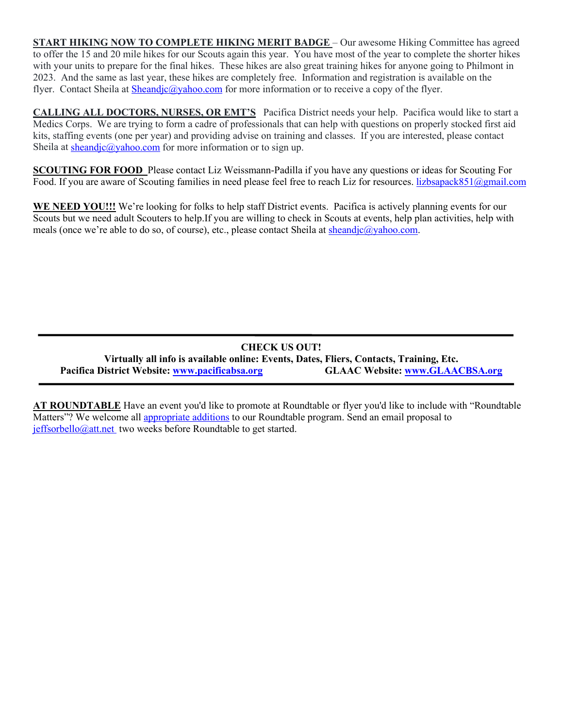**START HIKING NOW TO COMPLETE HIKING MERIT BADGE** – Our awesome Hiking Committee has agreed to offer the 15 and 20 mile hikes for our Scouts again this year. You have most of the year to complete the shorter hikes with your units to prepare for the final hikes. These hikes are also great training hikes for anyone going to Philmont in 2023. And the same as last year, these hikes are completely free. Information and registration is available on the flyer. Contact Sheila at Sheandjc@yahoo.com for more information or to receive a copy of the flyer.

**CALLING ALL DOCTORS, NURSES, OR EMT'S** Pacifica District needs your help. Pacifica would like to start a Medics Corps. We are trying to form a cadre of professionals that can help with questions on properly stocked first aid kits, staffing events (one per year) and providing advise on training and classes. If you are interested, please contact Sheila at sheandjc@yahoo.com for more information or to sign up.

**SCOUTING FOR FOOD** Please contact Liz Weissmann-Padilla if you have any questions or ideas for Scouting For Food. If you are aware of Scouting families in need please feel free to reach Liz for resources. lizbsapack851@gmail.com

**WE NEED YOU!!!** We're looking for folks to help staff District events. Pacifica is actively planning events for our Scouts but we need adult Scouters to help.If you are willing to check in Scouts at events, help plan activities, help with meals (once we're able to do so, of course), etc., please contact Sheila at sheandjc@yahoo.com.

---

**CHECK US OUT!**

**Virtually all info is available online: Events, Dates, Fliers, Contacts, Training, Etc.**

**Pacifica District Website: www.pacificabsa.org** **GLAAC Website: www.GLAACBSA.org**

---

**AT ROUNDTABLE** Have an event you'd like to promote at Roundtable or flyer you'd like to include with "Roundtable Matters"? We welcome all appropriate additions to our Roundtable program. Send an email proposal to jeffsorbello@att.net two weeks before Roundtable to get started.